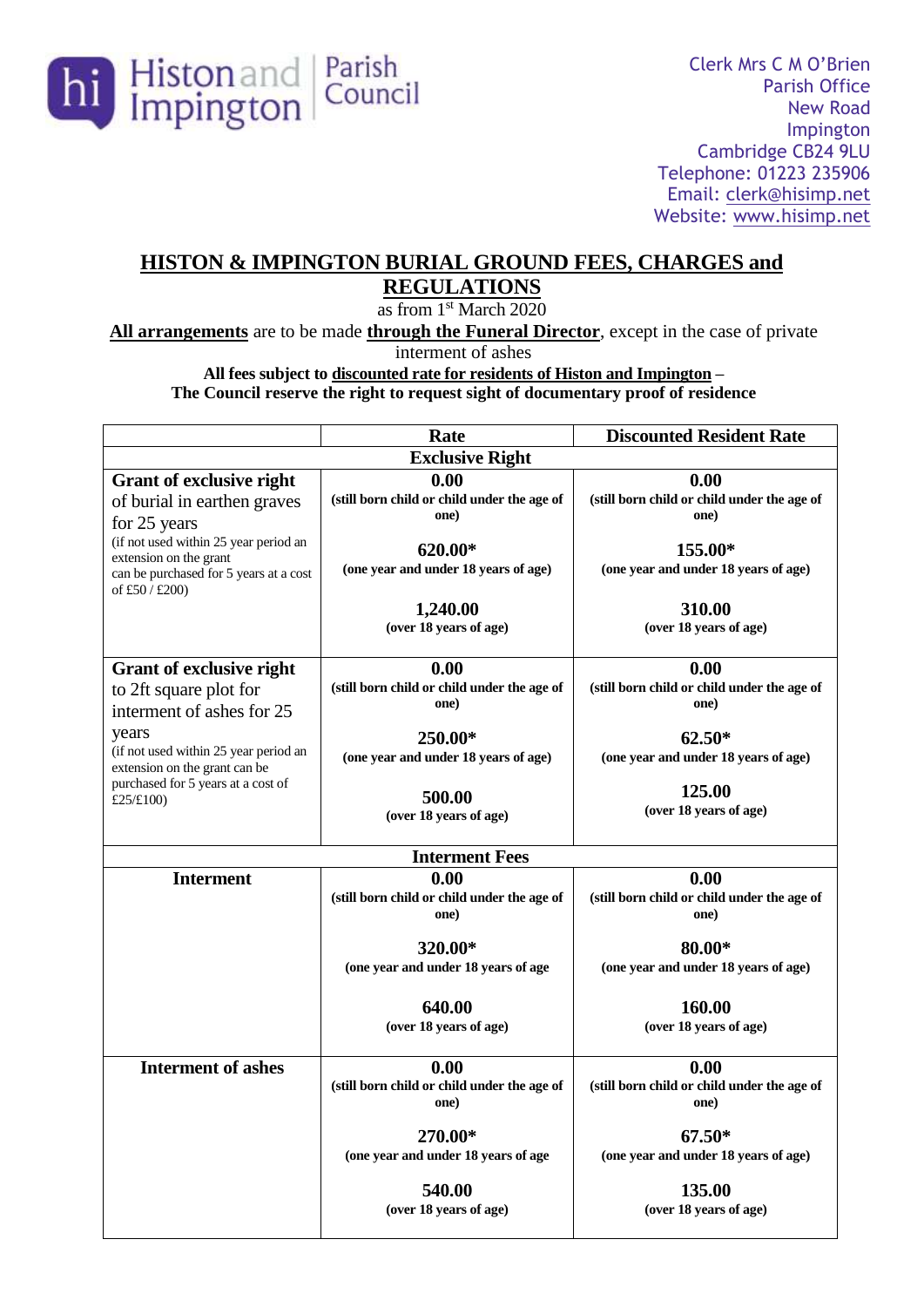Histon and Impington | Parish Council

Clerk Mrs C M O'Brien
Parish Office
New Road
Impington
Cambridge CB24 9LU
Telephone: 01223 235906
Email: clerk@hisimp.net
Website: www.hisimp.net

# HISTON & IMPINGTON BURIAL GROUND FEES, CHARGES and REGULATIONS

as from 1st March 2020

**All arrangements** are to be made **through the Funeral Director**, except in the case of private interment of ashes

**All fees subject to discounted rate for residents of Histon and Impington – The Council reserve the right to request sight of documentary proof of residence**

| | Rate | Discounted Resident Rate |
|---|---|---|
| **Exclusive Right** | | |
| **Grant of exclusive right** of burial in earthen graves for 25 years (if not used within 25 year period an extension on the grant can be purchased for 5 years at a cost of £50 / £200) | **0.00** (still born child or child under the age of one)<br>**620.00*** (one year and under 18 years of age)<br>**1,240.00** (over 18 years of age) | **0.00** (still born child or child under the age of one)<br>**155.00*** (one year and under 18 years of age)<br>**310.00** (over 18 years of age) |
| **Grant of exclusive right** to 2ft square plot for interment of ashes for 25 years (if not used within 25 year period an extension on the grant can be purchased for 5 years at a cost of £25/£100) | **0.00** (still born child or child under the age of one)<br>**250.00*** (one year and under 18 years of age)<br>**500.00** (over 18 years of age) | **0.00** (still born child or child under the age of one)<br>**62.50*** (one year and under 18 years of age)<br>**125.00** (over 18 years of age) |
| **Interment Fees** | | |
| **Interment** | **0.00** (still born child or child under the age of one)<br>**320.00*** (one year and under 18 years of age<br>**640.00** (over 18 years of age) | **0.00** (still born child or child under the age of one)<br>**80.00*** (one year and under 18 years of age)<br>**160.00** (over 18 years of age) |
| **Interment of ashes** | **0.00** (still born child or child under the age of one)<br>**270.00*** (one year and under 18 years of age<br>**540.00** (over 18 years of age) | **0.00** (still born child or child under the age of one)<br>**67.50*** (one year and under 18 years of age)<br>**135.00** (over 18 years of age) |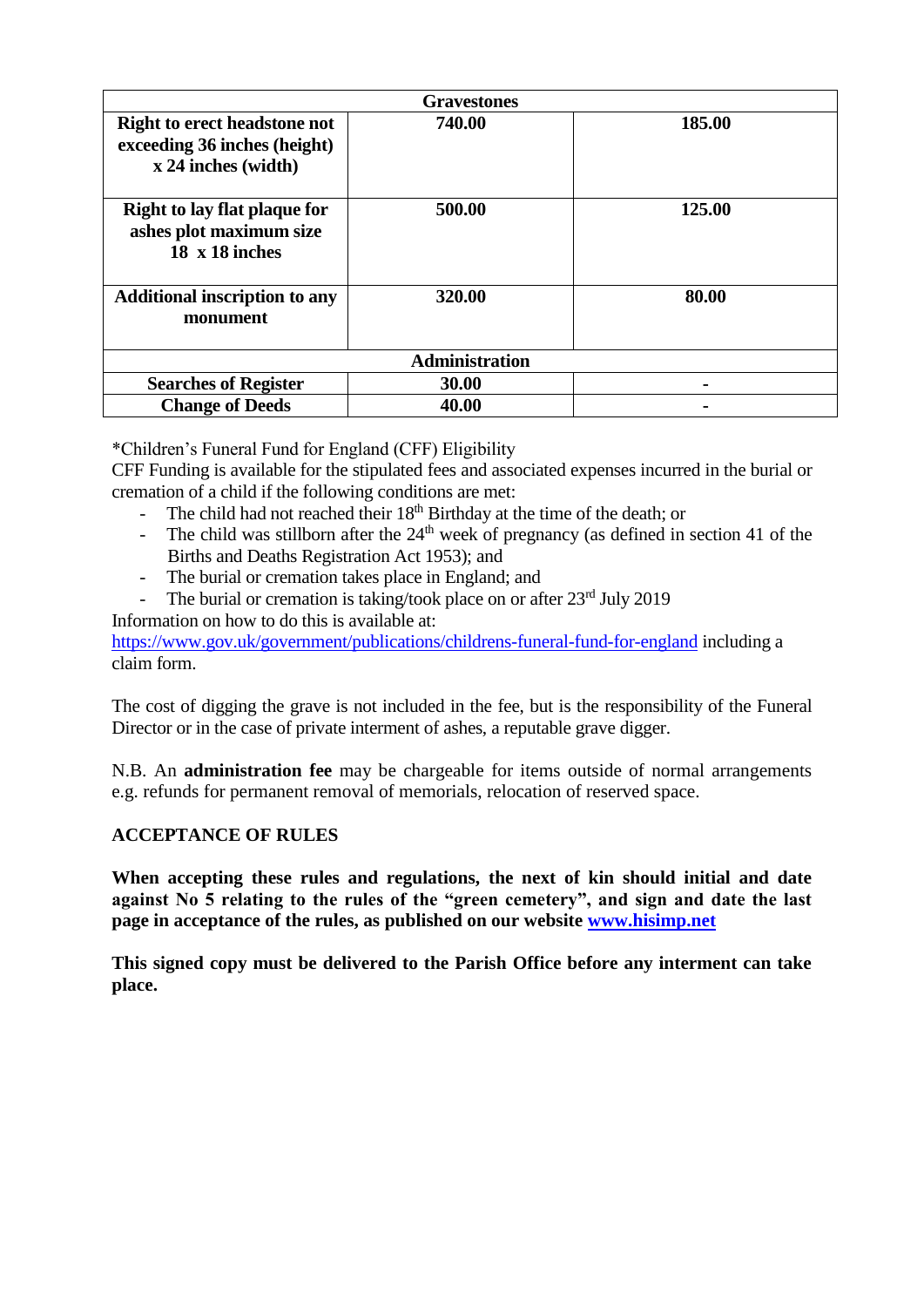| Gravestones | | |
|---|---|---|
| **Right to erect headstone not exceeding 36 inches (height) x 24 inches (width)** | **740.00** | **185.00** |
| **Right to lay flat plaque for ashes plot maximum size 18 x 18 inches** | **500.00** | **125.00** |
| **Additional inscription to any monument** | **320.00** | **80.00** |
| **Administration** | | |
| **Searches of Register** | **30.00** | **-** |
| **Change of Deeds** | **40.00** | **-** |

*Children's Funeral Fund for England (CFF) Eligibility

CFF Funding is available for the stipulated fees and associated expenses incurred in the burial or cremation of a child if the following conditions are met:

- The child had not reached their 18th Birthday at the time of the death; or
- The child was stillborn after the 24th week of pregnancy (as defined in section 41 of the Births and Deaths Registration Act 1953); and
- The burial or cremation takes place in England; and
- The burial or cremation is taking/took place on or after 23rd July 2019

Information on how to do this is available at:
https://www.gov.uk/government/publications/childrens-funeral-fund-for-england including a claim form.

The cost of digging the grave is not included in the fee, but is the responsibility of the Funeral Director or in the case of private interment of ashes, a reputable grave digger.

N.B. An **administration fee** may be chargeable for items outside of normal arrangements e.g. refunds for permanent removal of memorials, relocation of reserved space.

## ACCEPTANCE OF RULES

**When accepting these rules and regulations, the next of kin should initial and date against No 5 relating to the rules of the "green cemetery", and sign and date the last page in acceptance of the rules, as published on our website www.hisimp.net**

**This signed copy must be delivered to the Parish Office before any interment can take place.**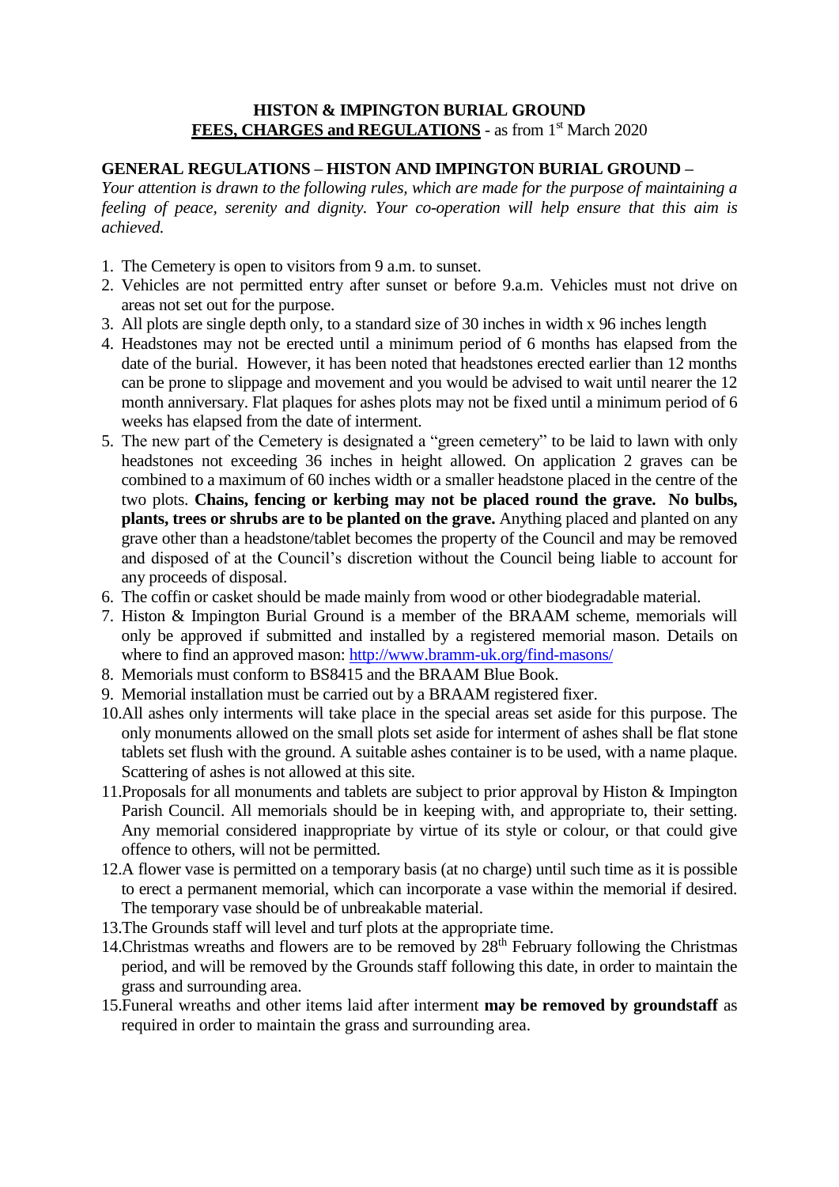**HISTON & IMPINGTON BURIAL GROUND**

**FEES, CHARGES and REGULATIONS** - as from 1st March 2020

**GENERAL REGULATIONS – HISTON AND IMPINGTON BURIAL GROUND –**

*Your attention is drawn to the following rules, which are made for the purpose of maintaining a feeling of peace, serenity and dignity. Your co-operation will help ensure that this aim is achieved.*

1. The Cemetery is open to visitors from 9 a.m. to sunset.
2. Vehicles are not permitted entry after sunset or before 9.a.m. Vehicles must not drive on areas not set out for the purpose.
3. All plots are single depth only, to a standard size of 30 inches in width x 96 inches length
4. Headstones may not be erected until a minimum period of 6 months has elapsed from the date of the burial. However, it has been noted that headstones erected earlier than 12 months can be prone to slippage and movement and you would be advised to wait until nearer the 12 month anniversary. Flat plaques for ashes plots may not be fixed until a minimum period of 6 weeks has elapsed from the date of interment.
5. The new part of the Cemetery is designated a "green cemetery" to be laid to lawn with only headstones not exceeding 36 inches in height allowed. On application 2 graves can be combined to a maximum of 60 inches width or a smaller headstone placed in the centre of the two plots. **Chains, fencing or kerbing may not be placed round the grave. No bulbs, plants, trees or shrubs are to be planted on the grave.** Anything placed and planted on any grave other than a headstone/tablet becomes the property of the Council and may be removed and disposed of at the Council's discretion without the Council being liable to account for any proceeds of disposal.
6. The coffin or casket should be made mainly from wood or other biodegradable material.
7. Histon & Impington Burial Ground is a member of the BRAAM scheme, memorials will only be approved if submitted and installed by a registered memorial mason. Details on where to find an approved mason: http://www.bramm-uk.org/find-masons/
8. Memorials must conform to BS8415 and the BRAAM Blue Book.
9. Memorial installation must be carried out by a BRAAM registered fixer.
10. All ashes only interments will take place in the special areas set aside for this purpose. The only monuments allowed on the small plots set aside for interment of ashes shall be flat stone tablets set flush with the ground. A suitable ashes container is to be used, with a name plaque. Scattering of ashes is not allowed at this site.
11. Proposals for all monuments and tablets are subject to prior approval by Histon & Impington Parish Council. All memorials should be in keeping with, and appropriate to, their setting. Any memorial considered inappropriate by virtue of its style or colour, or that could give offence to others, will not be permitted.
12. A flower vase is permitted on a temporary basis (at no charge) until such time as it is possible to erect a permanent memorial, which can incorporate a vase within the memorial if desired. The temporary vase should be of unbreakable material.
13. The Grounds staff will level and turf plots at the appropriate time.
14. Christmas wreaths and flowers are to be removed by 28th February following the Christmas period, and will be removed by the Grounds staff following this date, in order to maintain the grass and surrounding area.
15. Funeral wreaths and other items laid after interment **may be removed by groundstaff** as required in order to maintain the grass and surrounding area.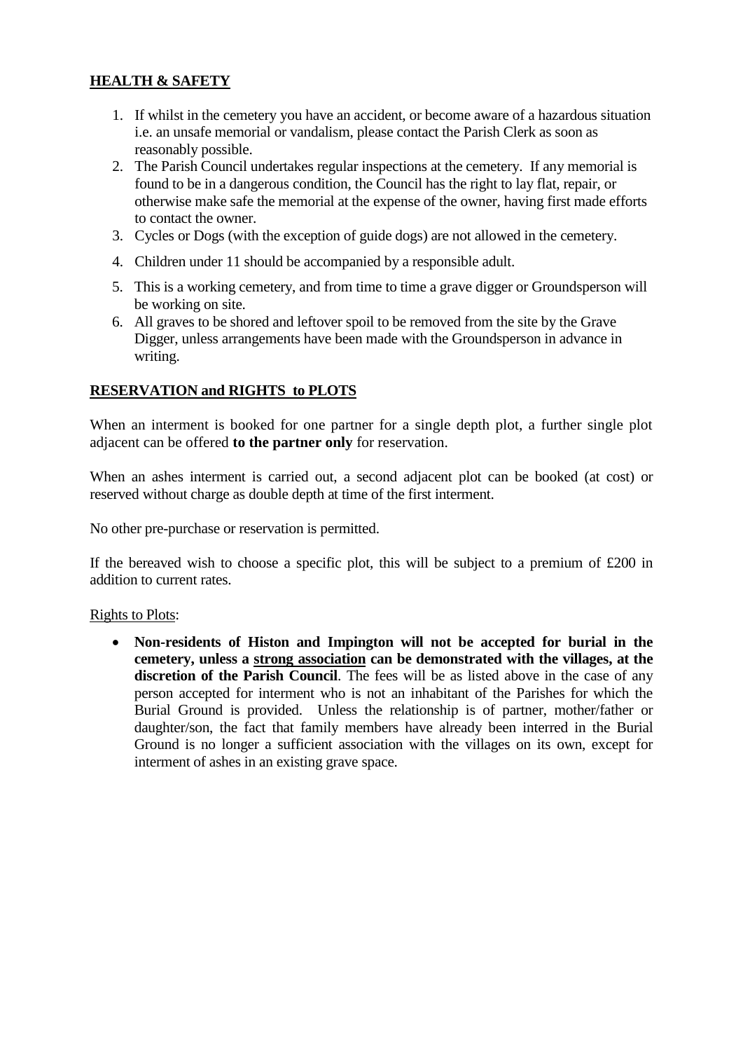## **HEALTH & SAFETY**

1. If whilst in the cemetery you have an accident, or become aware of a hazardous situation i.e. an unsafe memorial or vandalism, please contact the Parish Clerk as soon as reasonably possible.
2. The Parish Council undertakes regular inspections at the cemetery. If any memorial is found to be in a dangerous condition, the Council has the right to lay flat, repair, or otherwise make safe the memorial at the expense of the owner, having first made efforts to contact the owner.
3. Cycles or Dogs (with the exception of guide dogs) are not allowed in the cemetery.
4. Children under 11 should be accompanied by a responsible adult.
5. This is a working cemetery, and from time to time a grave digger or Groundsperson will be working on site.
6. All graves to be shored and leftover spoil to be removed from the site by the Grave Digger, unless arrangements have been made with the Groundsperson in advance in writing.

## **RESERVATION and RIGHTS to PLOTS**

When an interment is booked for one partner for a single depth plot, a further single plot adjacent can be offered **to the partner only** for reservation.

When an ashes interment is carried out, a second adjacent plot can be booked (at cost) or reserved without charge as double depth at time of the first interment.

No other pre-purchase or reservation is permitted.

If the bereaved wish to choose a specific plot, this will be subject to a premium of £200 in addition to current rates.

Rights to Plots:

- **Non-residents of Histon and Impington will not be accepted for burial in the cemetery, unless a strong association can be demonstrated with the villages, at the discretion of the Parish Council**. The fees will be as listed above in the case of any person accepted for interment who is not an inhabitant of the Parishes for which the Burial Ground is provided. Unless the relationship is of partner, mother/father or daughter/son, the fact that family members have already been interred in the Burial Ground is no longer a sufficient association with the villages on its own, except for interment of ashes in an existing grave space.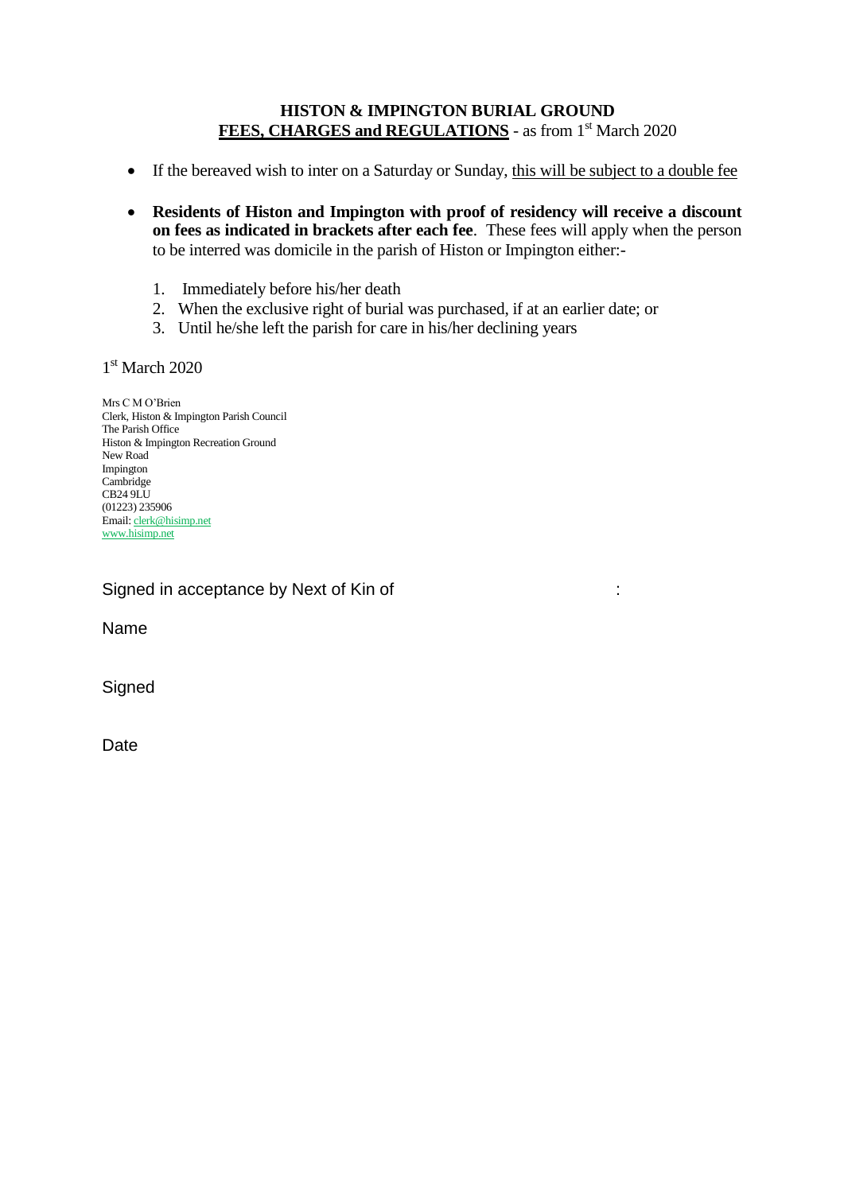**HISTON & IMPINGTON BURIAL GROUND**

**FEES, CHARGES and REGULATIONS** - as from 1st March 2020

- If the bereaved wish to inter on a Saturday or Sunday, this will be subject to a double fee
- **Residents of Histon and Impington with proof of residency will receive a discount on fees as indicated in brackets after each fee**. These fees will apply when the person to be interred was domicile in the parish of Histon or Impington either:-

  1. Immediately before his/her death
  2. When the exclusive right of burial was purchased, if at an earlier date; or
  3. Until he/she left the parish for care in his/her declining years

1st March 2020

Mrs C M O'Brien
Clerk, Histon & Impington Parish Council
The Parish Office
Histon & Impington Recreation Ground
New Road
Impington
Cambridge
CB24 9LU
(01223) 235906
Email: clerk@hisimp.net
www.hisimp.net

Signed in acceptance by Next of Kin of :

Name

Signed

Date